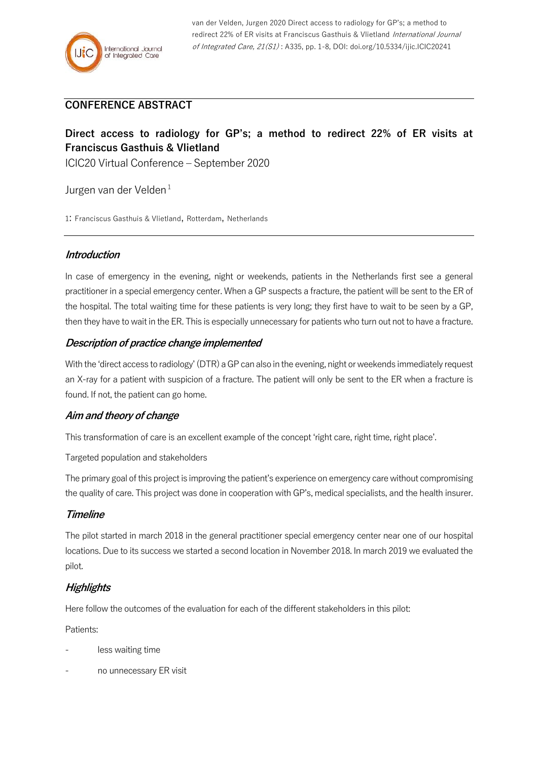**CONFERENCE ABSTRACT**

# Direct access to radiology for GP's; a method to redirect 22% of ER visits at Franciscus Gasthuis & Vlietland

ICIC20 Virtual Conference – September 2020

Jurgen van der Velden [1]

1: Franciscus Gasthuis & Vlietland, Rotterdam, Netherlands

## *Introduction*

In case of emergency in the evening, night or weekends, patients in the Netherlands first see a general practitioner in a special emergency center. When a GP suspects a fracture, the patient will be sent to the ER of the hospital. The total waiting time for these patients is very long; they first have to wait to be seen by a GP, then they have to wait in the ER. This is especially unnecessary for patients who turn out not to have a fracture.

## *Description of practice change implemented*

With the 'direct access to radiology' (DTR) a GP can also in the evening, night or weekends immediately request an X-ray for a patient with suspicion of a fracture. The patient will only be sent to the ER when a fracture is found. If not, the patient can go home.

## *Aim and theory of change*

This transformation of care is an excellent example of the concept 'right care, right time, right place'.

Targeted population and stakeholders

The primary goal of this project is improving the patient's experience on emergency care without compromising the quality of care. This project was done in cooperation with GP's, medical specialists, and the health insurer.

## *Timeline*

The pilot started in march 2018 in the general practitioner special emergency center near one of our hospital locations. Due to its success we started a second location in November 2018. In march 2019 we evaluated the pilot.

## *Highlights*

Here follow the outcomes of the evaluation for each of the different stakeholders in this pilot:

Patients:

- less waiting time
- no unnecessary ER visit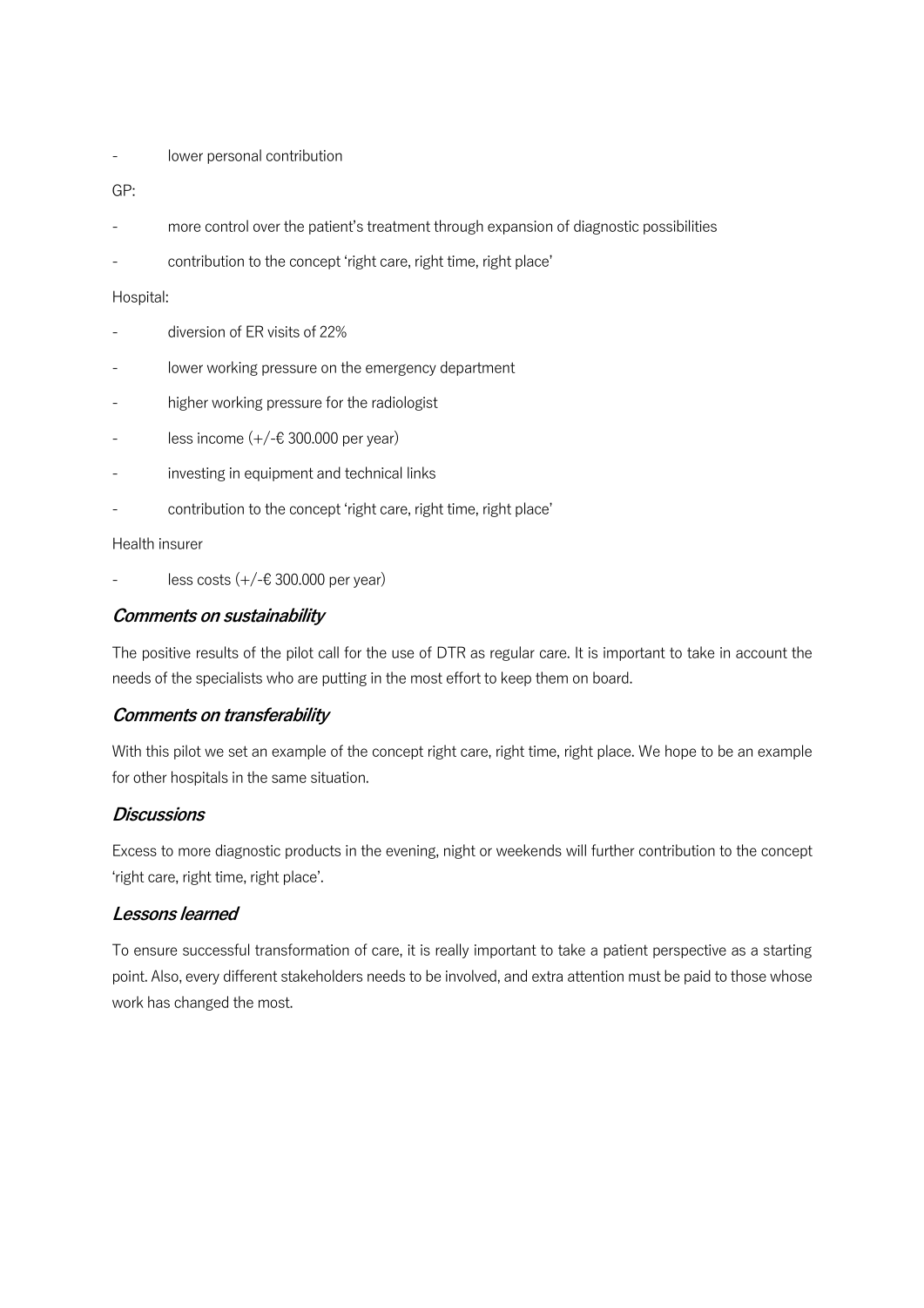- lower personal contribution

GP:

- more control over the patient's treatment through expansion of diagnostic possibilities
- contribution to the concept 'right care, right time, right place'

Hospital:

- diversion of ER visits of 22%
- lower working pressure on the emergency department
- higher working pressure for the radiologist
- less income (+/-€ 300.000 per year)
- investing in equipment and technical links
- contribution to the concept 'right care, right time, right place'

Health insurer

- less costs (+/-€ 300.000 per year)

### *Comments on sustainability*

The positive results of the pilot call for the use of DTR as regular care. It is important to take in account the needs of the specialists who are putting in the most effort to keep them on board.

### *Comments on transferability*

With this pilot we set an example of the concept right care, right time, right place. We hope to be an example for other hospitals in the same situation.

### *Discussions*

Excess to more diagnostic products in the evening, night or weekends will further contribution to the concept 'right care, right time, right place'.

### *Lessons learned*

To ensure successful transformation of care, it is really important to take a patient perspective as a starting point. Also, every different stakeholders needs to be involved, and extra attention must be paid to those whose work has changed the most.